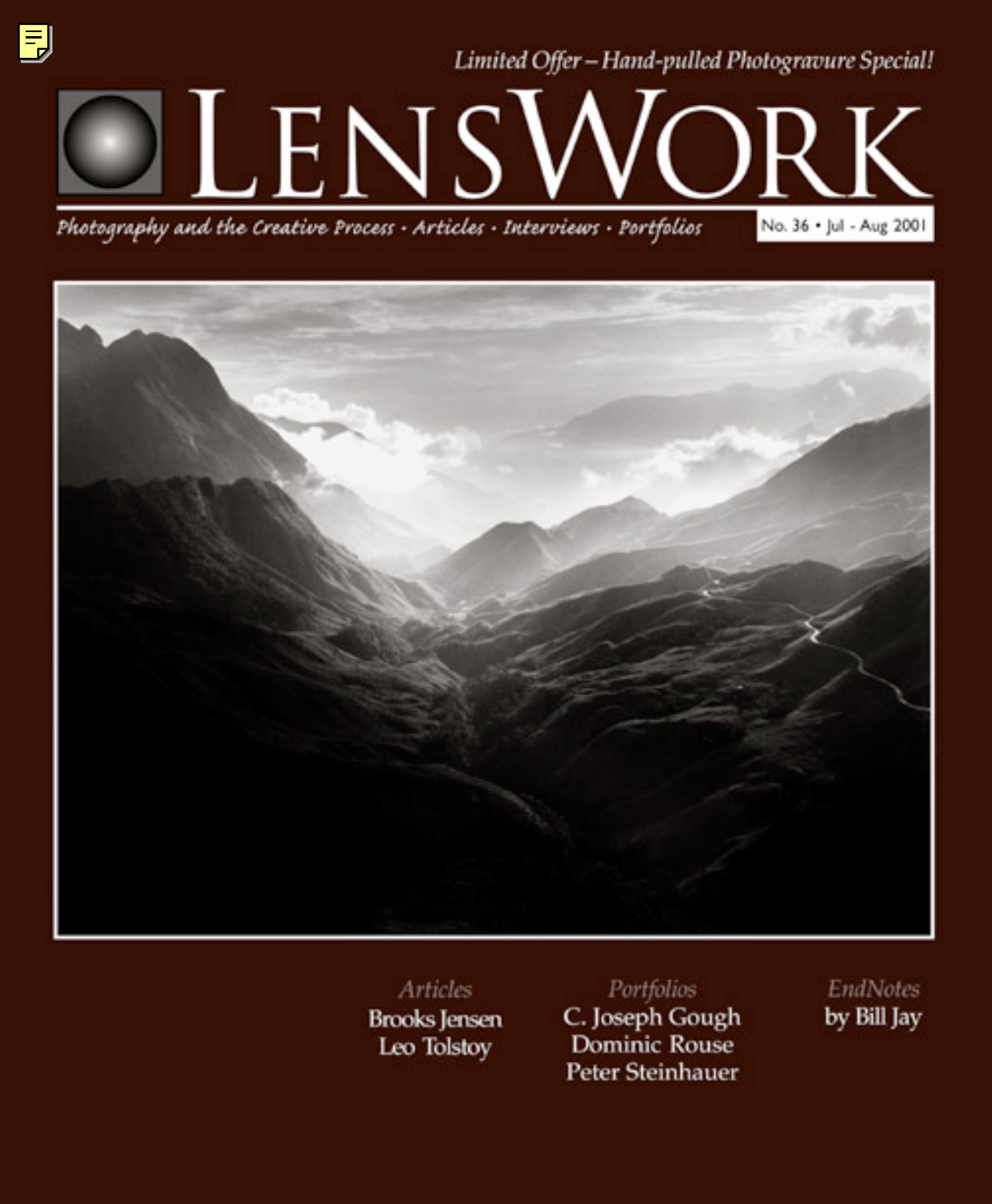*Limited Offer – Hand-pulled Photogravure Special!*

# LensWork

*Photography and the Creative Process · Articles · Interviews · Portfolios*

No. 36 • Jul - Aug 2001

*Articles*
Brooks Jensen
Leo Tolstoy

*Portfolios*
C. Joseph Gough
Dominic Rouse
Peter Steinhauer

*EndNotes*
by Bill Jay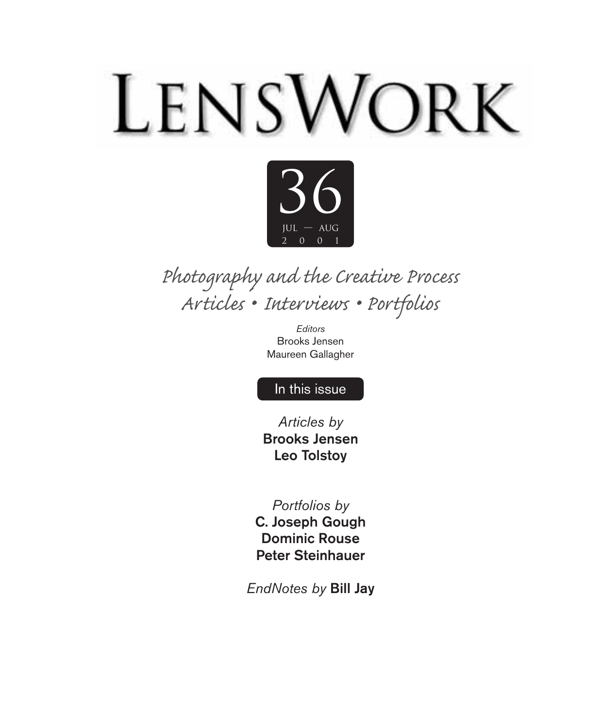# LensWork

**36**

JUL — AUG
2 0 0 1

*Photography and the Creative Process*
*Articles • Interviews • Portfolios*

*Editors*
Brooks Jensen
Maureen Gallagher

In this issue

*Articles by*
**Brooks Jensen**
**Leo Tolstoy**

*Portfolios by*
**C. Joseph Gough**
**Dominic Rouse**
**Peter Steinhauer**

*EndNotes by* **Bill Jay**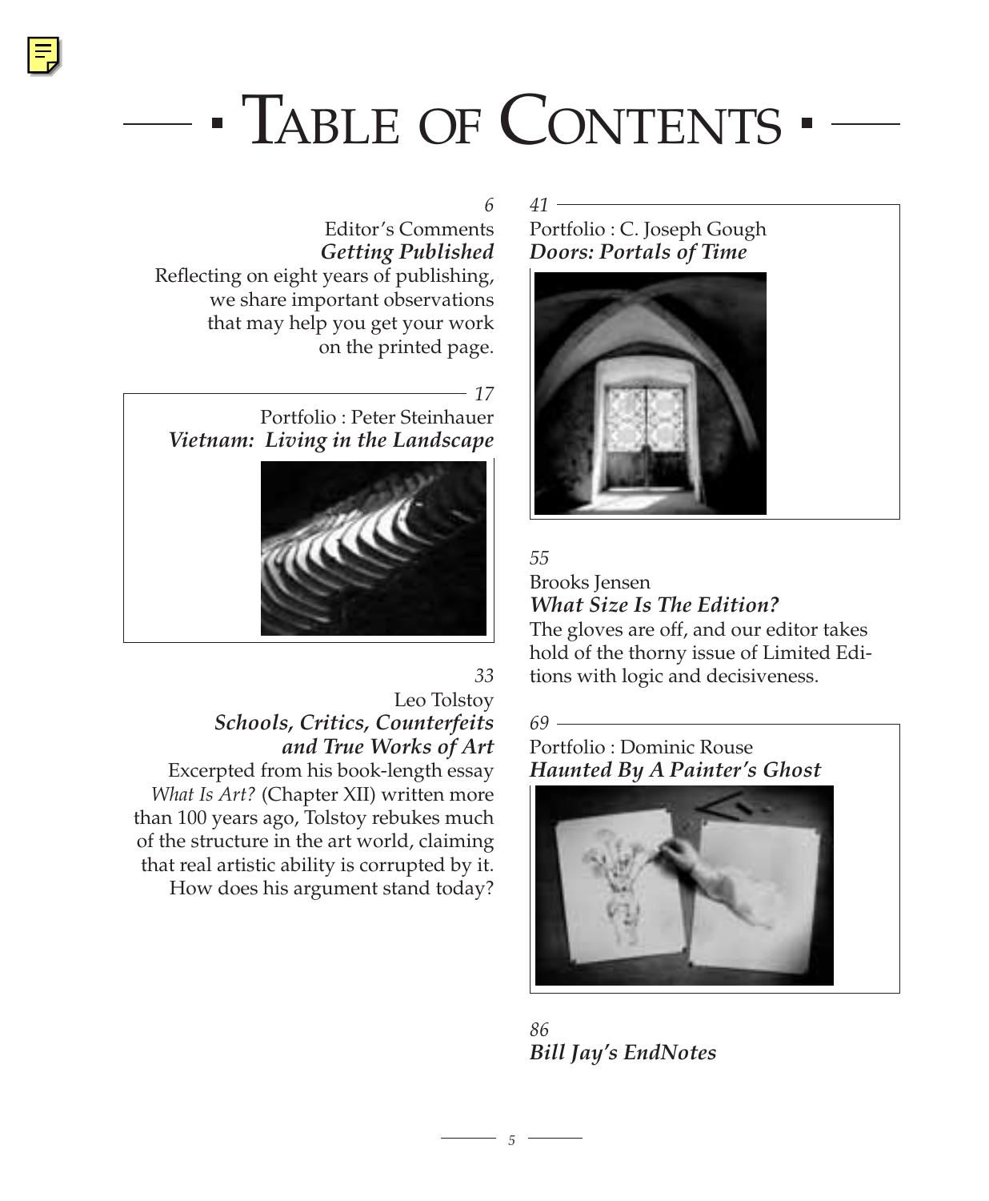# Table of Contents

6
Editor's Comments
***Getting Published***
Reflecting on eight years of publishing, we share important observations that may help you get your work on the printed page.

17
Portfolio : Peter Steinhauer
***Vietnam: Living in the Landscape***

33
Leo Tolstoy
***Schools, Critics, Counterfeits and True Works of Art***
Excerpted from his book-length essay *What Is Art?* (Chapter XII) written more than 100 years ago, Tolstoy rebukes much of the structure in the art world, claiming that real artistic ability is corrupted by it. How does his argument stand today?

41
Portfolio : C. Joseph Gough
***Doors: Portals of Time***

55
Brooks Jensen
***What Size Is The Edition?***
The gloves are off, and our editor takes hold of the thorny issue of Limited Editions with logic and decisiveness.

69
Portfolio : Dominic Rouse
***Haunted By A Painter's Ghost***

86
***Bill Jay's EndNotes***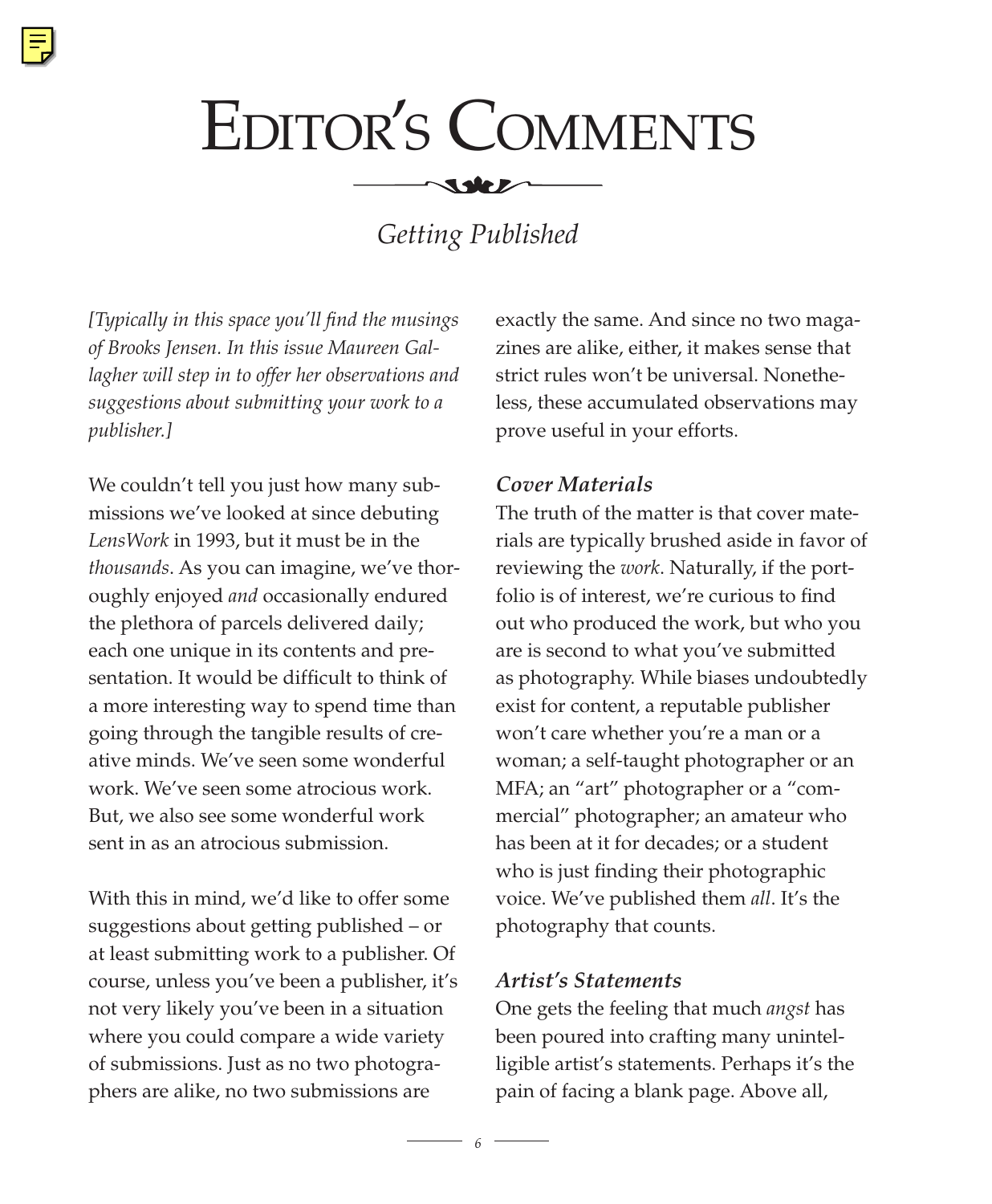# Editor's Comments

## *Getting Published*

*[Typically in this space you'll find the musings of Brooks Jensen. In this issue Maureen Gallagher will step in to offer her observations and suggestions about submitting your work to a publisher.]*

We couldn't tell you just how many submissions we've looked at since debuting *LensWork* in 1993, but it must be in the *thousands*. As you can imagine, we've thoroughly enjoyed *and* occasionally endured the plethora of parcels delivered daily; each one unique in its contents and presentation. It would be difficult to think of a more interesting way to spend time than going through the tangible results of creative minds. We've seen some wonderful work. We've seen some atrocious work. But, we also see some wonderful work sent in as an atrocious submission.

With this in mind, we'd like to offer some suggestions about getting published – or at least submitting work to a publisher. Of course, unless you've been a publisher, it's not very likely you've been in a situation where you could compare a wide variety of submissions. Just as no two photographers are alike, no two submissions are exactly the same. And since no two magazines are alike, either, it makes sense that strict rules won't be universal. Nonetheless, these accumulated observations may prove useful in your efforts.

### *Cover Materials*

The truth of the matter is that cover materials are typically brushed aside in favor of reviewing the *work*. Naturally, if the portfolio is of interest, we're curious to find out who produced the work, but who you are is second to what you've submitted as photography. While biases undoubtedly exist for content, a reputable publisher won't care whether you're a man or a woman; a self-taught photographer or an MFA; an "art" photographer or a "commercial" photographer; an amateur who has been at it for decades; or a student who is just finding their photographic voice. We've published them *all*. It's the photography that counts.

### *Artist's Statements*

One gets the feeling that much *angst* has been poured into crafting many unintelligible artist's statements. Perhaps it's the pain of facing a blank page. Above all,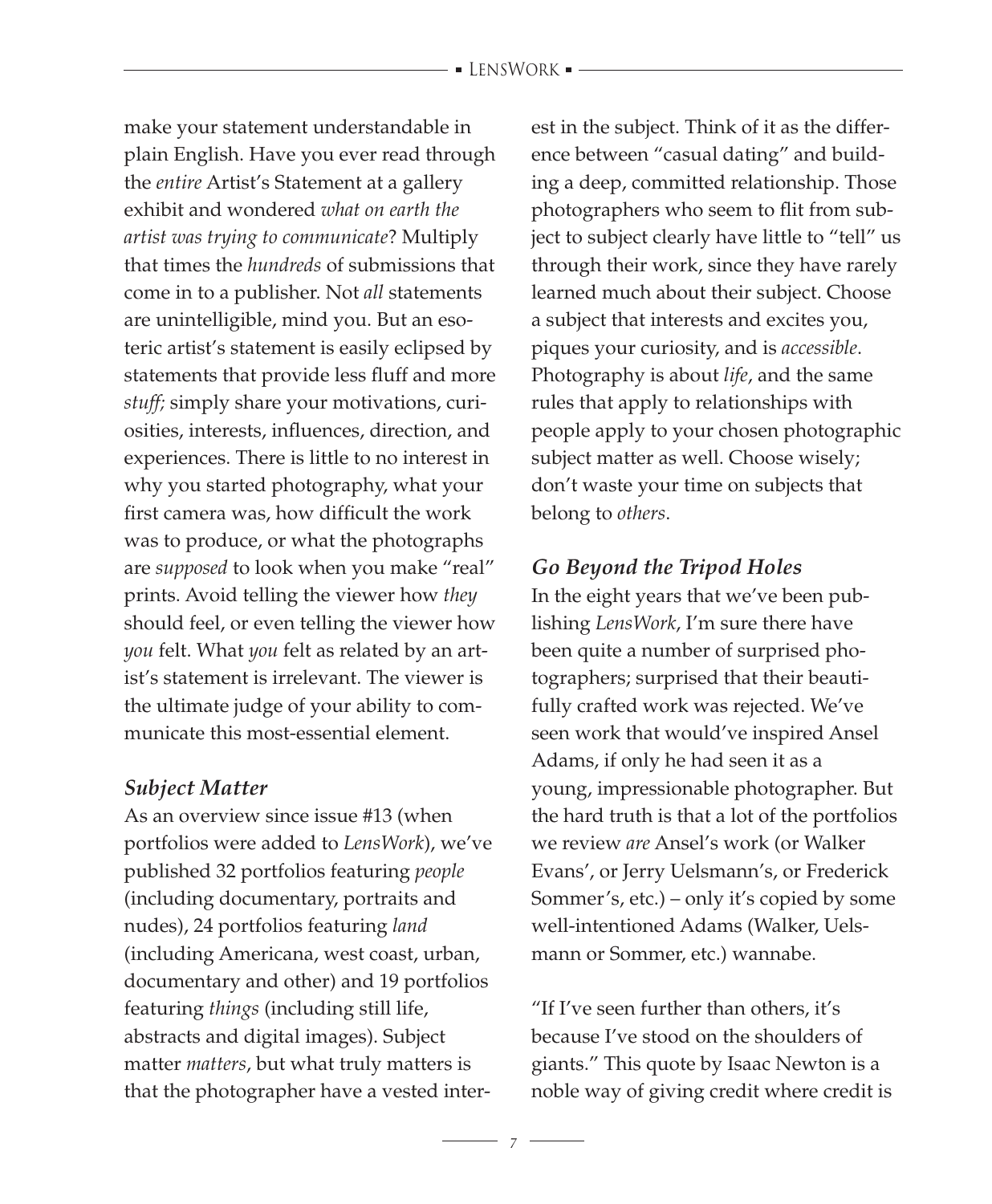make your statement understandable in plain English. Have you ever read through the *entire* Artist's Statement at a gallery exhibit and wondered *what on earth the artist was trying to communicate*? Multiply that times the *hundreds* of submissions that come in to a publisher. Not *all* statements are unintelligible, mind you. But an esoteric artist's statement is easily eclipsed by statements that provide less fluff and more *stuff;* simply share your motivations, curiosities, interests, influences, direction, and experiences. There is little to no interest in why you started photography, what your first camera was, how difficult the work was to produce, or what the photographs are *supposed* to look when you make "real" prints. Avoid telling the viewer how *they* should feel, or even telling the viewer how *you* felt. What *you* felt as related by an artist's statement is irrelevant. The viewer is the ultimate judge of your ability to communicate this most-essential element.

### *Subject Matter*

As an overview since issue #13 (when portfolios were added to *LensWork*), we've published 32 portfolios featuring *people* (including documentary, portraits and nudes), 24 portfolios featuring *land* (including Americana, west coast, urban, documentary and other) and 19 portfolios featuring *things* (including still life, abstracts and digital images). Subject matter *matters*, but what truly matters is that the photographer have a vested interest in the subject. Think of it as the difference between "casual dating" and building a deep, committed relationship. Those photographers who seem to flit from subject to subject clearly have little to "tell" us through their work, since they have rarely learned much about their subject. Choose a subject that interests and excites you, piques your curiosity, and is *accessible*. Photography is about *life*, and the same rules that apply to relationships with people apply to your chosen photographic subject matter as well. Choose wisely; don't waste your time on subjects that belong to *others*.

### *Go Beyond the Tripod Holes*

In the eight years that we've been publishing *LensWork*, I'm sure there have been quite a number of surprised photographers; surprised that their beautifully crafted work was rejected. We've seen work that would've inspired Ansel Adams, if only he had seen it as a young, impressionable photographer. But the hard truth is that a lot of the portfolios we review *are* Ansel's work (or Walker Evans', or Jerry Uelsmann's, or Frederick Sommer's, etc.) – only it's copied by some well-intentioned Adams (Walker, Uelsmann or Sommer, etc.) wannabe.

"If I've seen further than others, it's because I've stood on the shoulders of giants." This quote by Isaac Newton is a noble way of giving credit where credit is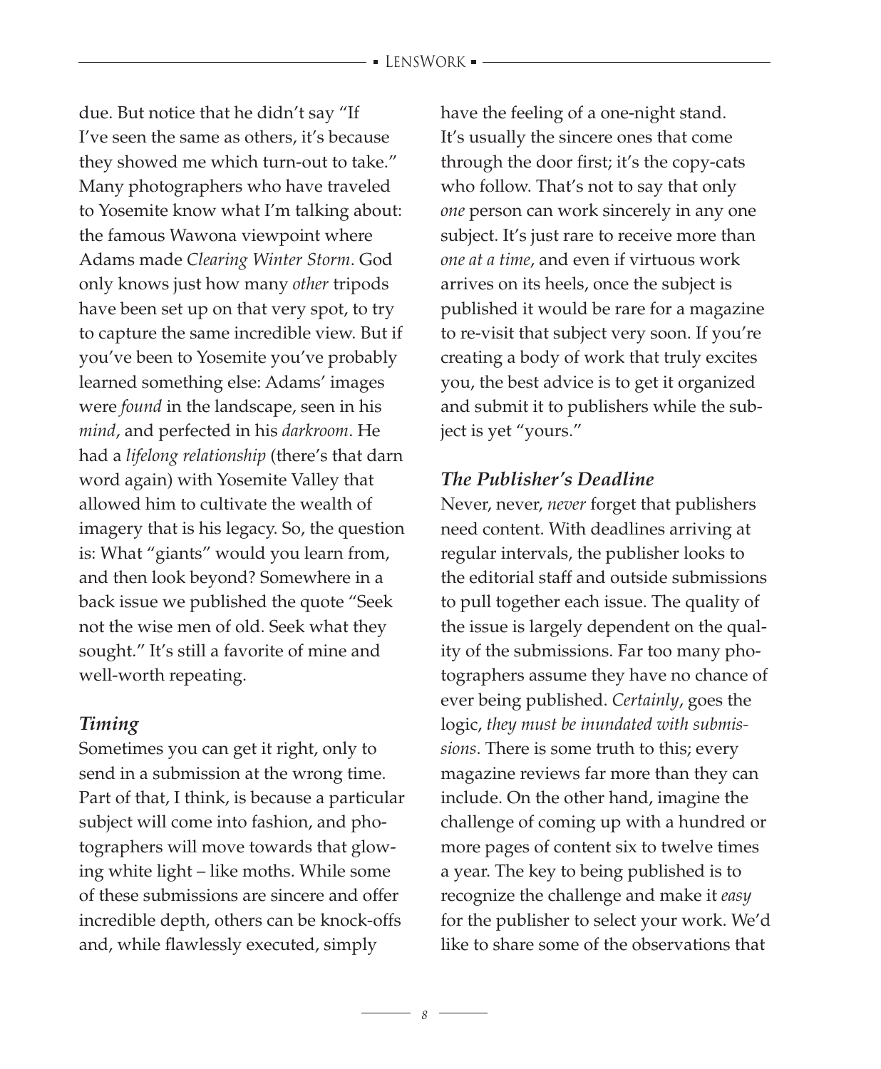due. But notice that he didn't say "If I've seen the same as others, it's because they showed me which turn-out to take." Many photographers who have traveled to Yosemite know what I'm talking about: the famous Wawona viewpoint where Adams made *Clearing Winter Storm*. God only knows just how many *other* tripods have been set up on that very spot, to try to capture the same incredible view. But if you've been to Yosemite you've probably learned something else: Adams' images were *found* in the landscape, seen in his *mind*, and perfected in his *darkroom*. He had a *lifelong relationship* (there's that darn word again) with Yosemite Valley that allowed him to cultivate the wealth of imagery that is his legacy. So, the question is: What "giants" would you learn from, and then look beyond? Somewhere in a back issue we published the quote "Seek not the wise men of old. Seek what they sought." It's still a favorite of mine and well-worth repeating.

### *Timing*

Sometimes you can get it right, only to send in a submission at the wrong time. Part of that, I think, is because a particular subject will come into fashion, and photographers will move towards that glowing white light – like moths. While some of these submissions are sincere and offer incredible depth, others can be knock-offs and, while flawlessly executed, simply have the feeling of a one-night stand. It's usually the sincere ones that come through the door first; it's the copy-cats who follow. That's not to say that only *one* person can work sincerely in any one subject. It's just rare to receive more than *one at a time*, and even if virtuous work arrives on its heels, once the subject is published it would be rare for a magazine to re-visit that subject very soon. If you're creating a body of work that truly excites you, the best advice is to get it organized and submit it to publishers while the subject is yet "yours."

### *The Publisher's Deadline*

Never, never, *never* forget that publishers need content. With deadlines arriving at regular intervals, the publisher looks to the editorial staff and outside submissions to pull together each issue. The quality of the issue is largely dependent on the quality of the submissions. Far too many photographers assume they have no chance of ever being published. *Certainly*, goes the logic, *they must be inundated with submissions*. There is some truth to this; every magazine reviews far more than they can include. On the other hand, imagine the challenge of coming up with a hundred or more pages of content six to twelve times a year. The key to being published is to recognize the challenge and make it *easy* for the publisher to select your work. We'd like to share some of the observations that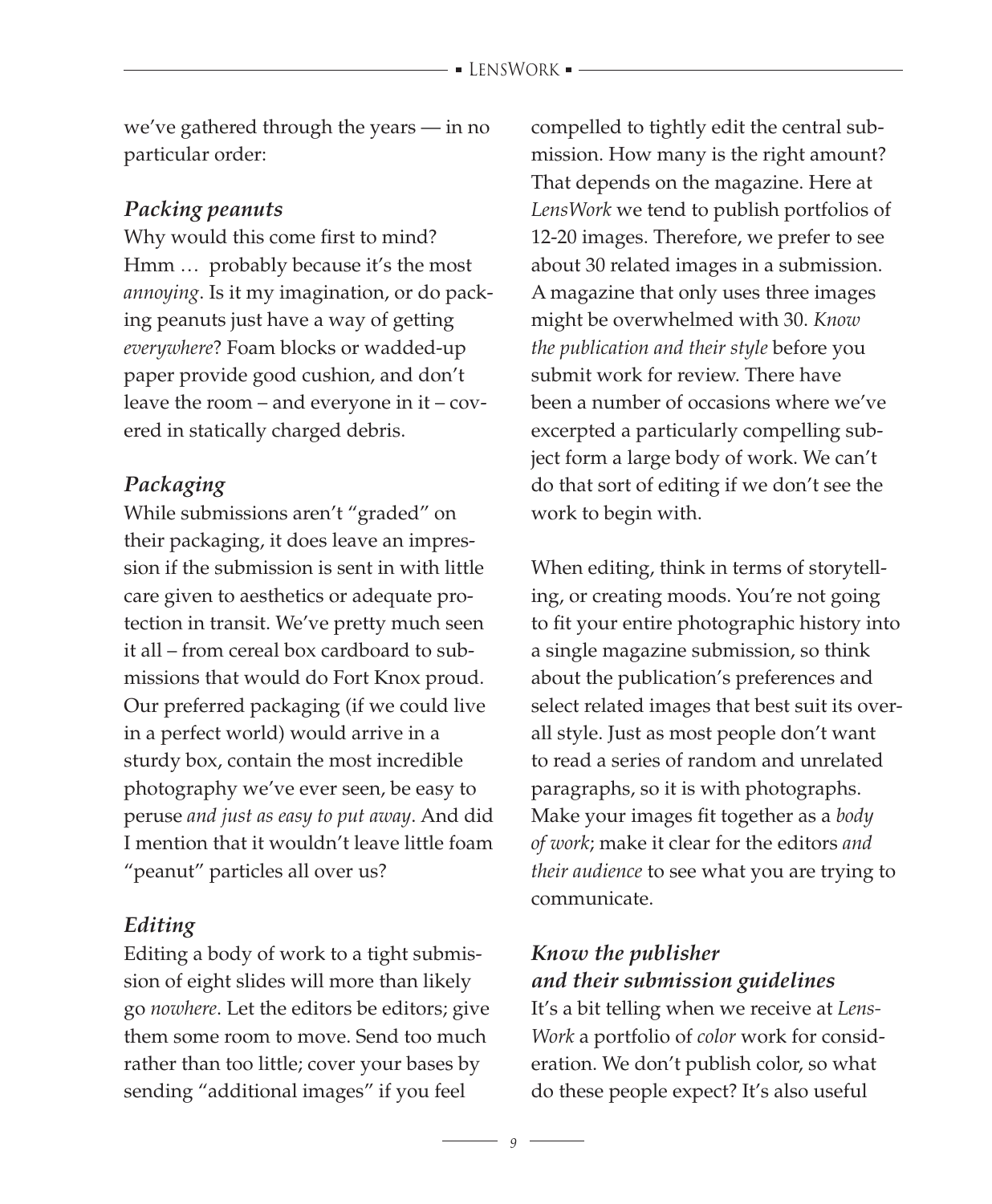we've gathered through the years — in no particular order:

### *Packing peanuts*

Why would this come first to mind? Hmm … probably because it's the most *annoying*. Is it my imagination, or do packing peanuts just have a way of getting *everywhere*? Foam blocks or wadded-up paper provide good cushion, and don't leave the room – and everyone in it – covered in statically charged debris.

### *Packaging*

While submissions aren't "graded" on their packaging, it does leave an impression if the submission is sent in with little care given to aesthetics or adequate protection in transit. We've pretty much seen it all – from cereal box cardboard to submissions that would do Fort Knox proud. Our preferred packaging (if we could live in a perfect world) would arrive in a sturdy box, contain the most incredible photography we've ever seen, be easy to peruse *and just as easy to put away*. And did I mention that it wouldn't leave little foam "peanut" particles all over us?

### *Editing*

Editing a body of work to a tight submission of eight slides will more than likely go *nowhere*. Let the editors be editors; give them some room to move. Send too much rather than too little; cover your bases by sending "additional images" if you feel compelled to tightly edit the central submission. How many is the right amount? That depends on the magazine. Here at *LensWork* we tend to publish portfolios of 12-20 images. Therefore, we prefer to see about 30 related images in a submission. A magazine that only uses three images might be overwhelmed with 30. *Know the publication and their style* before you submit work for review. There have been a number of occasions where we've excerpted a particularly compelling subject form a large body of work. We can't do that sort of editing if we don't see the work to begin with.

When editing, think in terms of storytelling, or creating moods. You're not going to fit your entire photographic history into a single magazine submission, so think about the publication's preferences and select related images that best suit its overall style. Just as most people don't want to read a series of random and unrelated paragraphs, so it is with photographs. Make your images fit together as a *body of work*; make it clear for the editors *and their audience* to see what you are trying to communicate.

### *Know the publisher and their submission guidelines*

It's a bit telling when we receive at *LensWork* a portfolio of *color* work for consideration. We don't publish color, so what do these people expect? It's also useful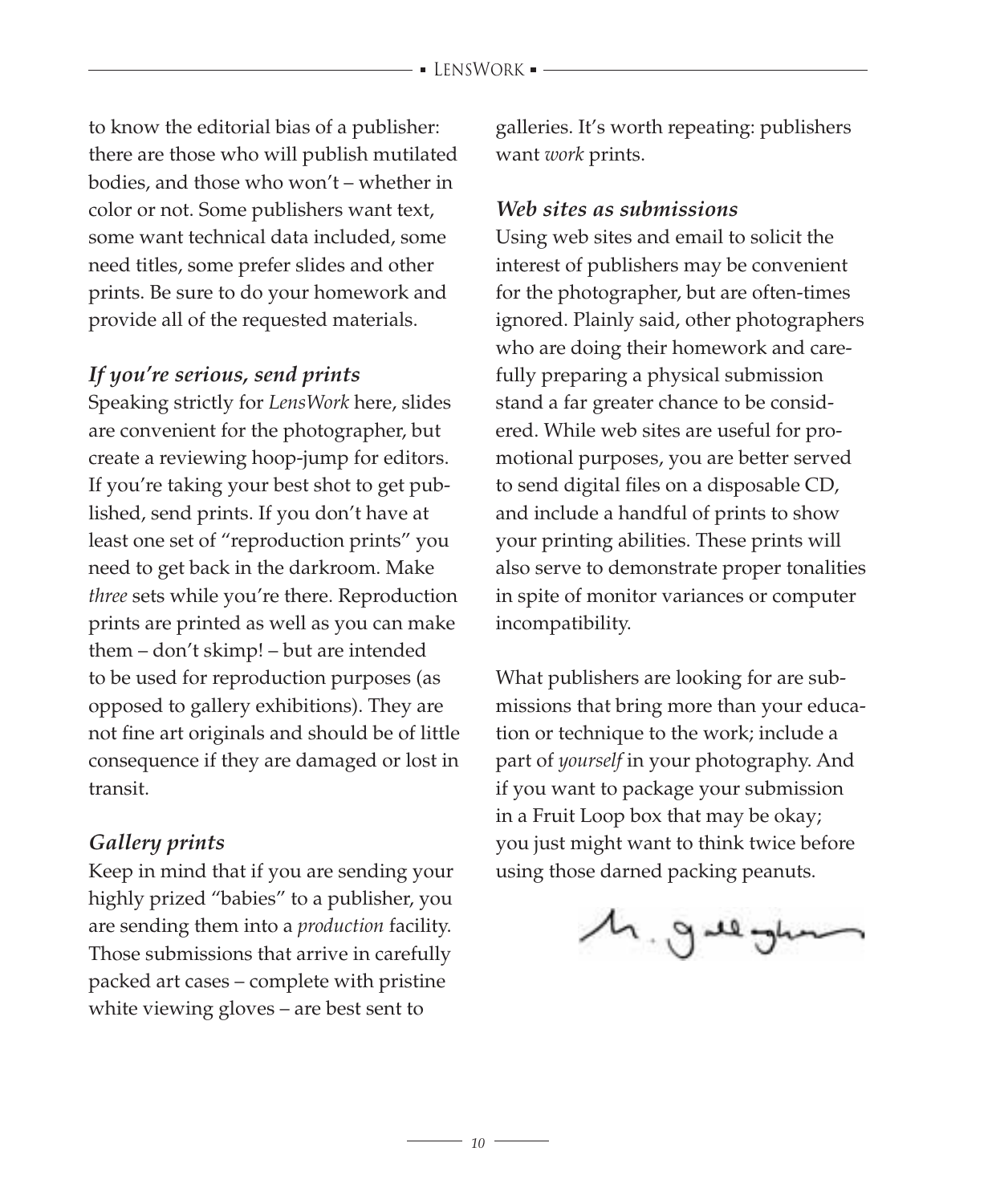to know the editorial bias of a publisher: there are those who will publish mutilated bodies, and those who won't – whether in color or not. Some publishers want text, some want technical data included, some need titles, some prefer slides and other prints. Be sure to do your homework and provide all of the requested materials.

### *If you're serious, send prints*

Speaking strictly for *LensWork* here, slides are convenient for the photographer, but create a reviewing hoop-jump for editors. If you're taking your best shot to get published, send prints. If you don't have at least one set of "reproduction prints" you need to get back in the darkroom. Make *three* sets while you're there. Reproduction prints are printed as well as you can make them – don't skimp! – but are intended to be used for reproduction purposes (as opposed to gallery exhibitions). They are not fine art originals and should be of little consequence if they are damaged or lost in transit.

### *Gallery prints*

Keep in mind that if you are sending your highly prized "babies" to a publisher, you are sending them into a *production* facility. Those submissions that arrive in carefully packed art cases – complete with pristine white viewing gloves – are best sent to galleries. It's worth repeating: publishers want *work* prints.

### *Web sites as submissions*

Using web sites and email to solicit the interest of publishers may be convenient for the photographer, but are often-times ignored. Plainly said, other photographers who are doing their homework and carefully preparing a physical submission stand a far greater chance to be considered. While web sites are useful for promotional purposes, you are better served to send digital files on a disposable CD, and include a handful of prints to show your printing abilities. These prints will also serve to demonstrate proper tonalities in spite of monitor variances or computer incompatibility.

What publishers are looking for are submissions that bring more than your education or technique to the work; include a part of *yourself* in your photography. And if you want to package your submission in a Fruit Loop box that may be okay; you just might want to think twice before using those darned packing peanuts.

M. Gallagher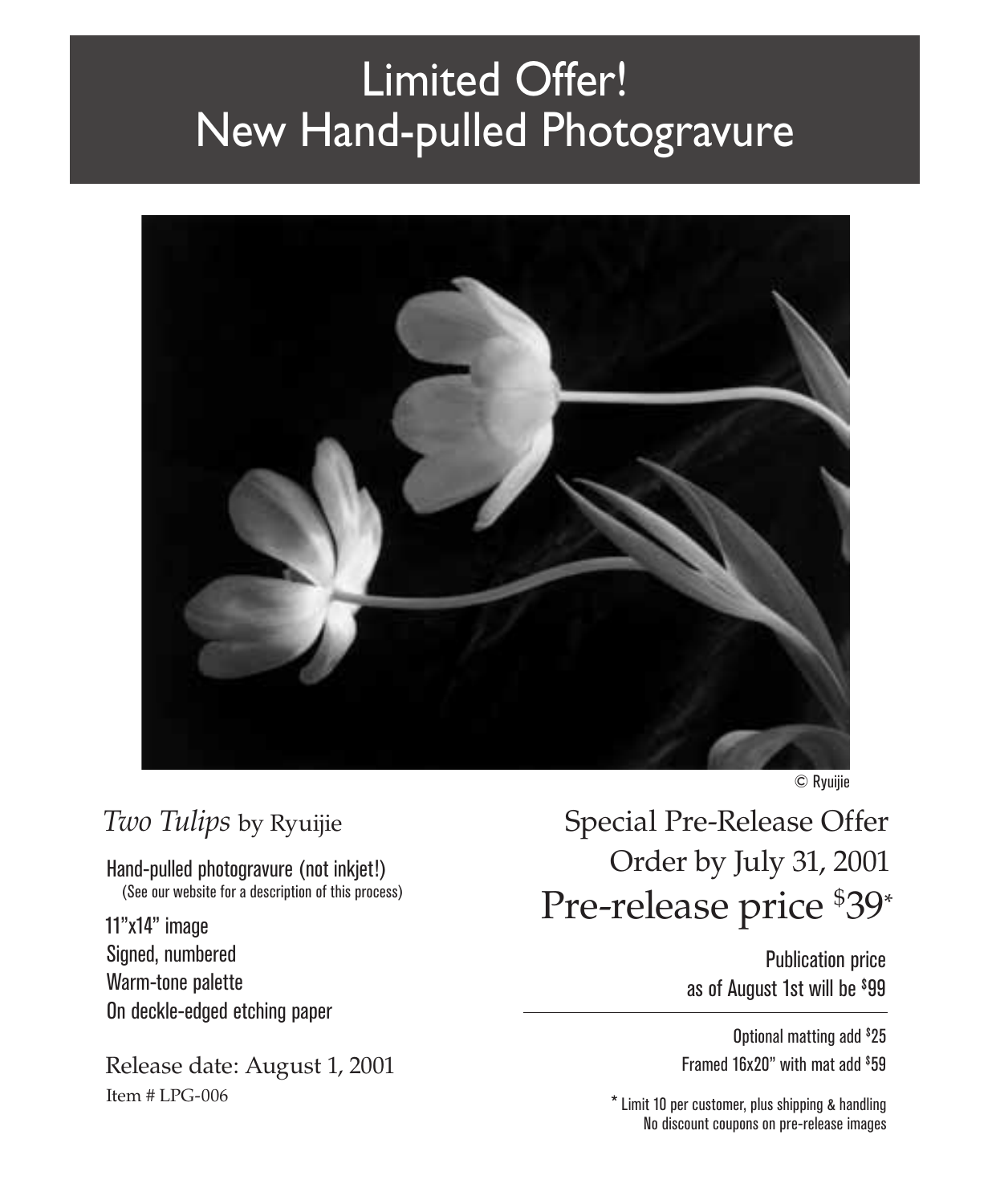# Limited Offer!
# New Hand-pulled Photogravure

© Ryuijie

*Two Tulips* by Ryuijie

Hand-pulled photogravure (not inkjet!)
(See our website for a description of this process)

11"x14" image
Signed, numbered
Warm-tone palette
On deckle-edged etching paper

Release date: August 1, 2001
Item # LPG-006

## Special Pre-Release Offer
## Order by July 31, 2001
## Pre-release price $39*

Publication price
as of August 1st will be $99

---

Optional matting add $25
Framed 16x20" with mat add $59

* Limit 10 per customer, plus shipping & handling
No discount coupons on pre-release images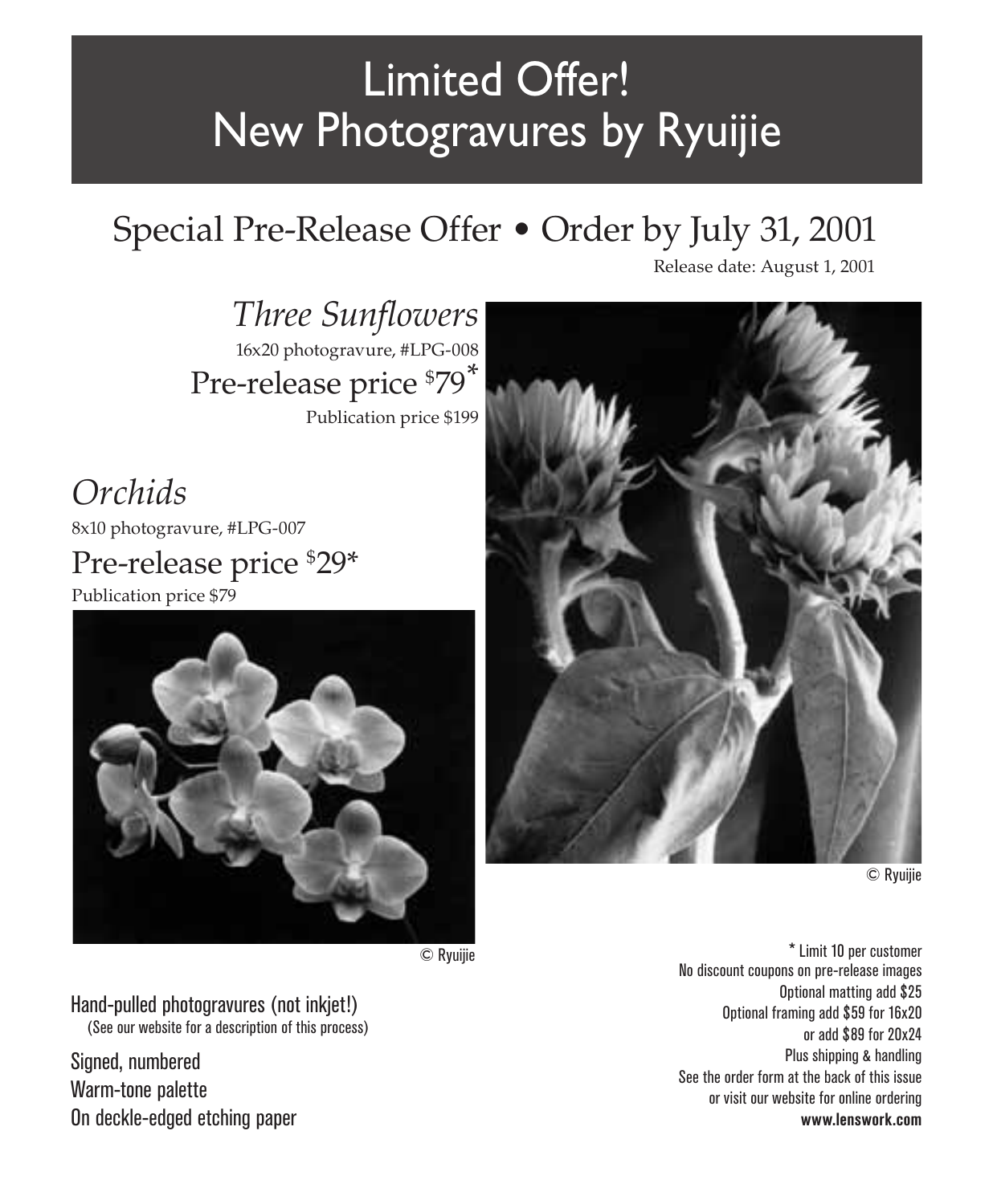# Limited Offer! New Photogravures by Ryuijie

## Special Pre-Release Offer • Order by July 31, 2001

Release date: August 1, 2001

### *Three Sunflowers*

16x20 photogravure, #LPG-008

Pre-release price $79*

Publication price $199

### *Orchids*

8x10 photogravure, #LPG-007

Pre-release price $29*

Publication price $79

© Ryuijie

© Ryuijie

Hand-pulled photogravures (not inkjet!)
(See our website for a description of this process)

Signed, numbered
Warm-tone palette
On deckle-edged etching paper

* Limit 10 per customer
No discount coupons on pre-release images
Optional matting add $25
Optional framing add $59 for 16x20
or add $89 for 20x24
Plus shipping & handling
See the order form at the back of this issue
or visit our website for online ordering
**www.lenswork.com**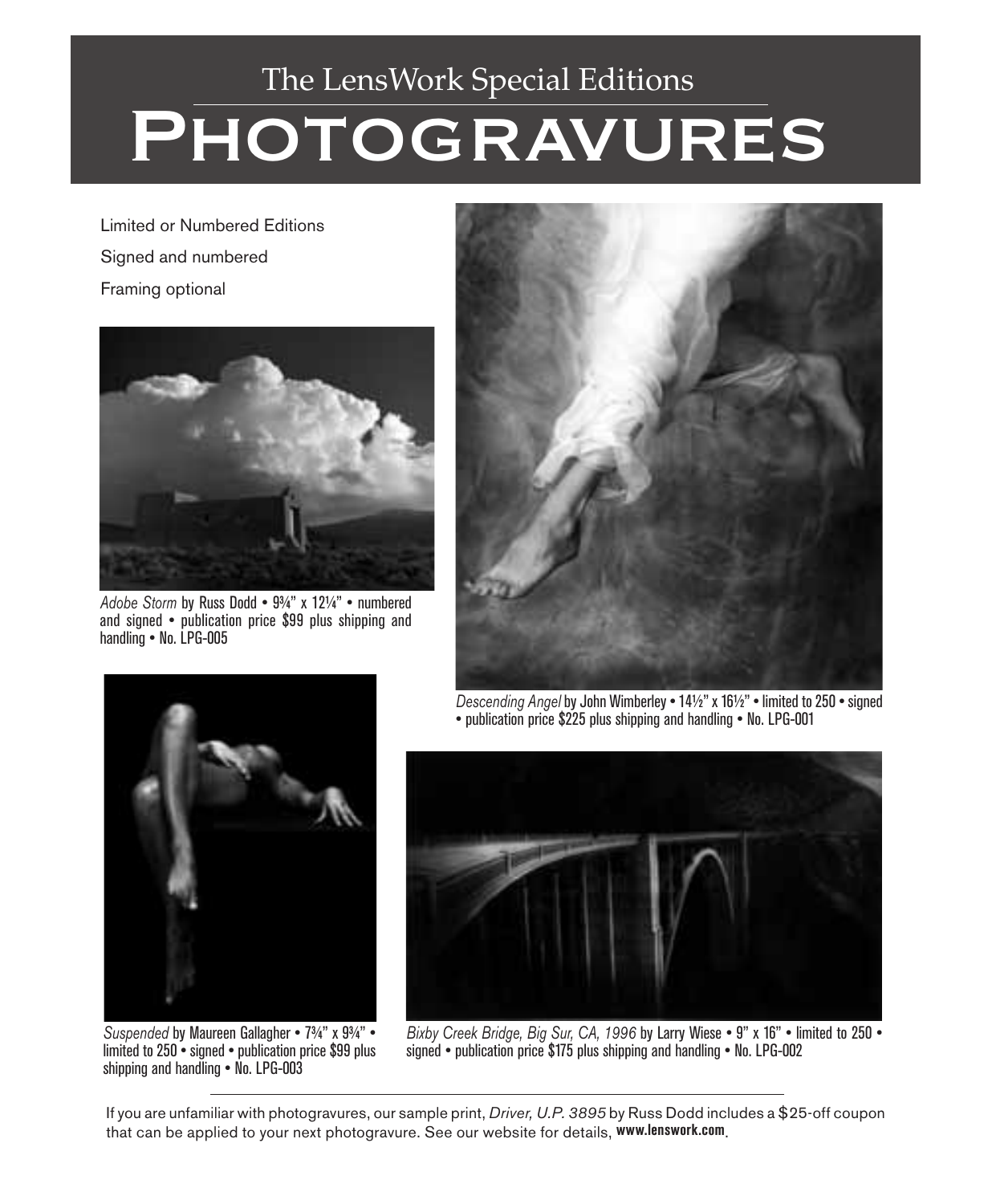# The LensWork Special Editions

# PHOTOGRAVURES

Limited or Numbered Editions

Signed and numbered

Framing optional

*Adobe Storm* by Russ Dodd • 9¾" x 12¼" • numbered and signed • publication price $99 plus shipping and handling • No. LPG-005

*Descending Angel* by John Wimberley • 14½" x 16½" • limited to 250 • signed • publication price $225 plus shipping and handling • No. LPG-001

*Suspended* by Maureen Gallagher • 7¾" x 9¾" • limited to 250 • signed • publication price $99 plus shipping and handling • No. LPG-003

*Bixby Creek Bridge, Big Sur, CA, 1996* by Larry Wiese • 9" x 16" • limited to 250 • signed • publication price $175 plus shipping and handling • No. LPG-002

---

If you are unfamiliar with photogravures, our sample print, *Driver, U.P. 3895* by Russ Dodd includes a $25-off coupon that can be applied to your next photogravure. See our website for details, **www.lenswork.com**.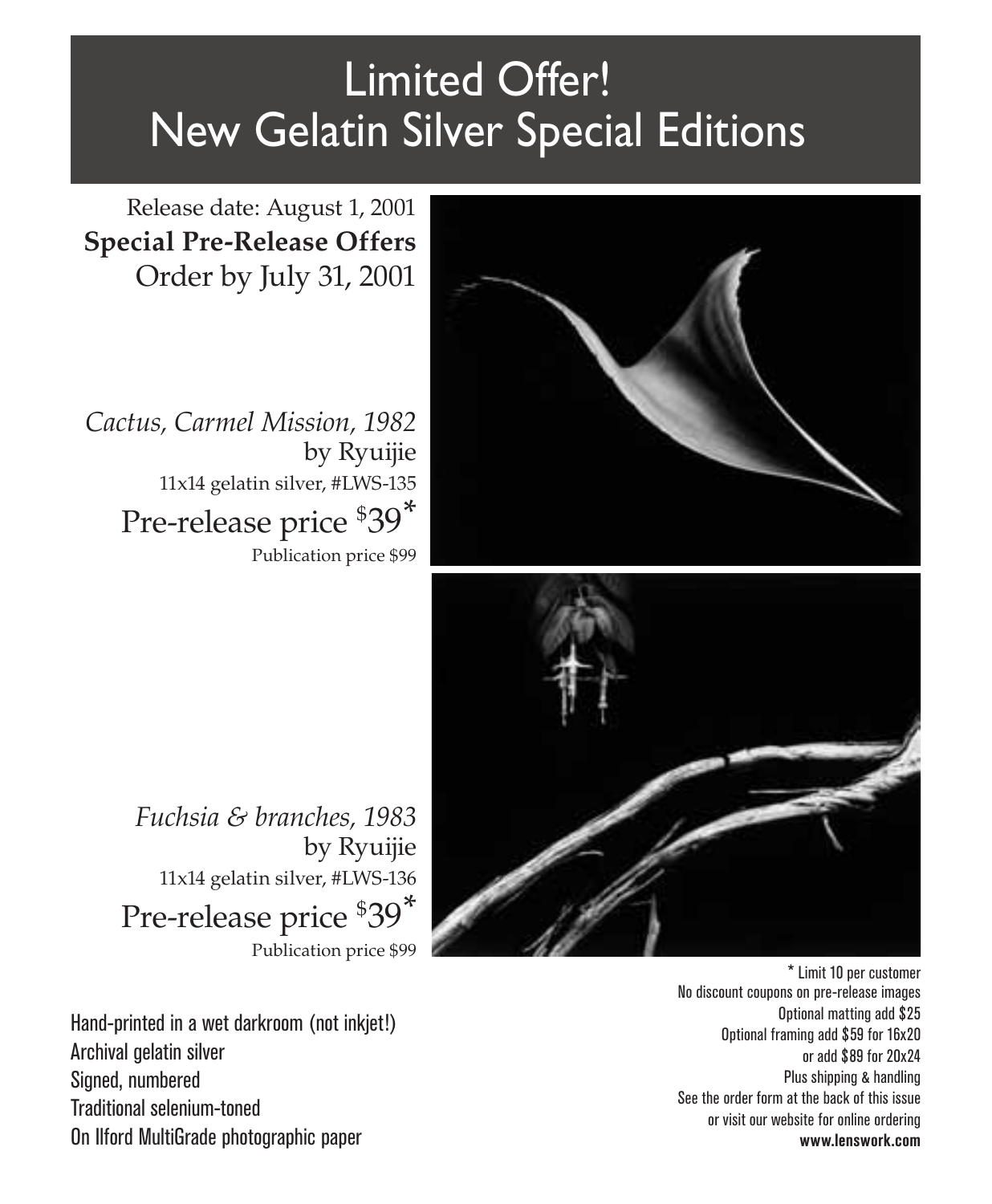# Limited Offer!
# New Gelatin Silver Special Editions

Release date: August 1, 2001

**Special Pre-Release Offers**

Order by July 31, 2001

*Cactus, Carmel Mission, 1982*
by Ryuijie
11x14 gelatin silver, #LWS-135
Pre-release price $39*
Publication price $99

*Fuchsia & branches, 1983*
by Ryuijie
11x14 gelatin silver, #LWS-136
Pre-release price $39*
Publication price $99

Hand-printed in a wet darkroom (not inkjet!)
Archival gelatin silver
Signed, numbered
Traditional selenium-toned
On Ilford MultiGrade photographic paper

* Limit 10 per customer
No discount coupons on pre-release images
Optional matting add $25
Optional framing add $59 for 16x20
or add $89 for 20x24
Plus shipping & handling
See the order form at the back of this issue
or visit our website for online ordering
**www.lenswork.com**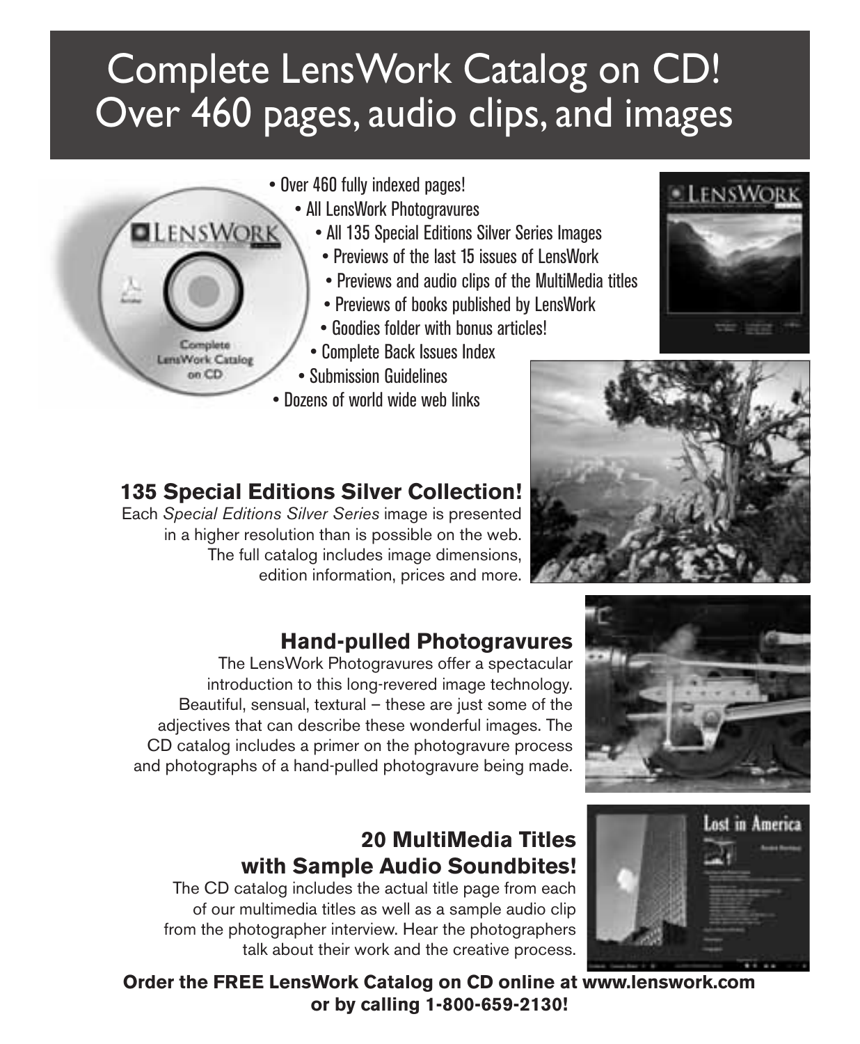# Complete LensWork Catalog on CD! Over 460 pages, audio clips, and images

- Over 460 fully indexed pages!
- All LensWork Photogravures
- All 135 Special Editions Silver Series Images
- Previews of the last 15 issues of LensWork
- Previews and audio clips of the MultiMedia titles
- Previews of books published by LensWork
- Goodies folder with bonus articles!
- Complete Back Issues Index
- Submission Guidelines
- Dozens of world wide web links

## 135 Special Editions Silver Collection!

Each *Special Editions Silver Series* image is presented in a higher resolution than is possible on the web. The full catalog includes image dimensions, edition information, prices and more.

## Hand-pulled Photogravures

The LensWork Photogravures offer a spectacular introduction to this long-revered image technology. Beautiful, sensual, textural – these are just some of the adjectives that can describe these wonderful images. The CD catalog includes a primer on the photogravure process and photographs of a hand-pulled photogravure being made.

## 20 MultiMedia Titles with Sample Audio Soundbites!

The CD catalog includes the actual title page from each of our multimedia titles as well as a sample audio clip from the photographer interview. Hear the photographers talk about their work and the creative process.

**Order the FREE LensWork Catalog on CD online at www.lenswork.com or by calling 1-800-659-2130!**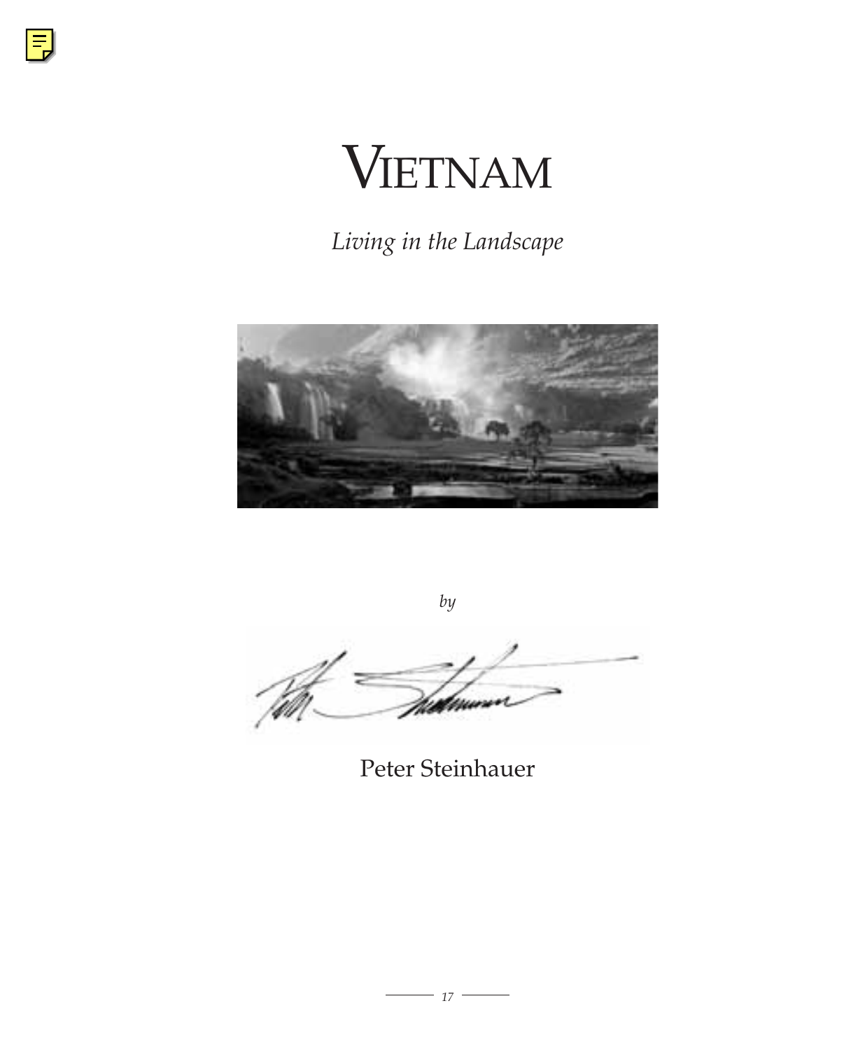# Vietnam

*Living in the Landscape*

*by*

Peter Steinhauer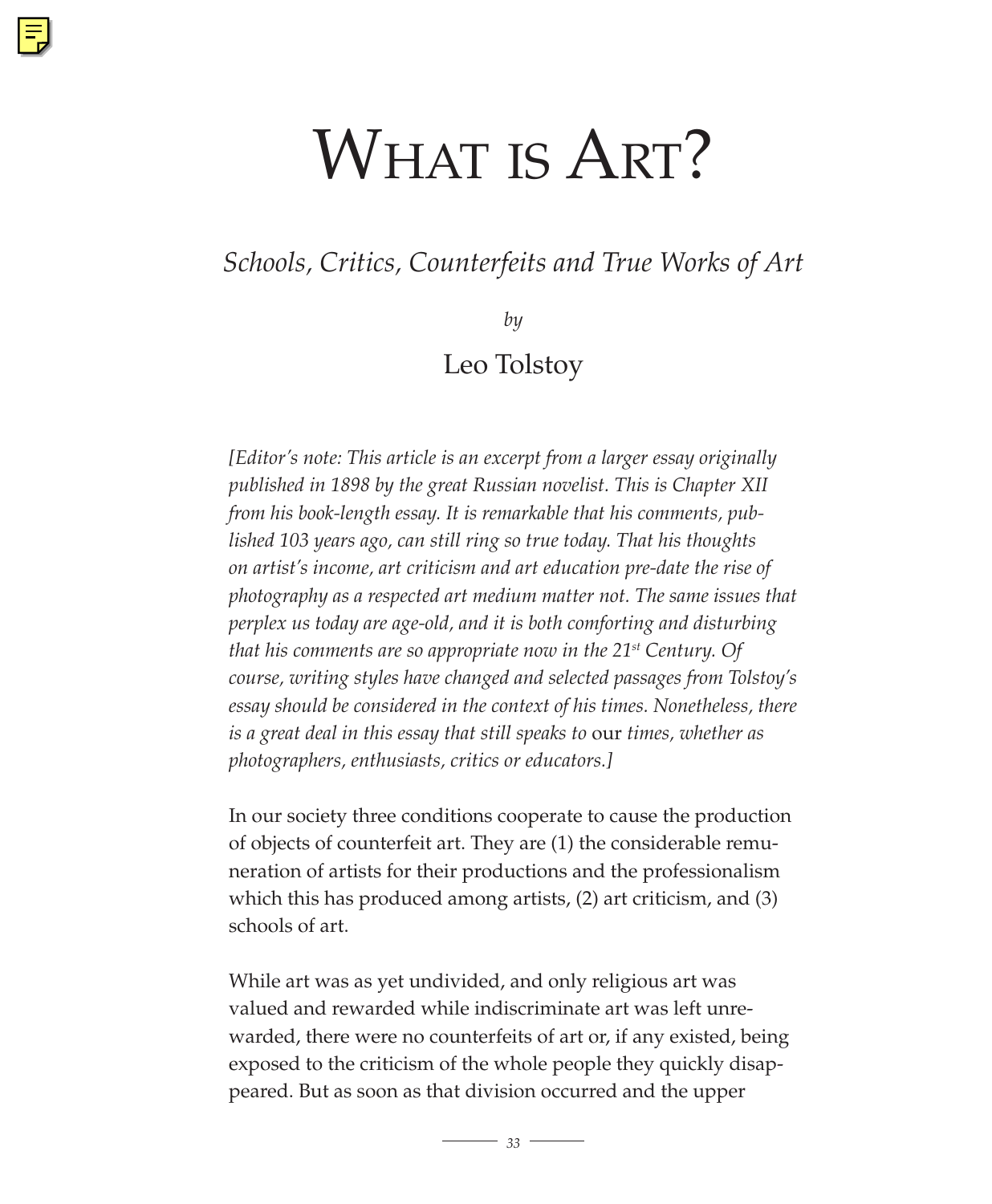# What is Art?

*Schools, Critics, Counterfeits and True Works of Art*

*by*

Leo Tolstoy

*[Editor's note: This article is an excerpt from a larger essay originally published in 1898 by the great Russian novelist. This is Chapter XII from his book-length essay. It is remarkable that his comments, published 103 years ago, can still ring so true today. That his thoughts on artist's income, art criticism and art education pre-date the rise of photography as a respected art medium matter not. The same issues that perplex us today are age-old, and it is both comforting and disturbing that his comments are so appropriate now in the 21st Century. Of course, writing styles have changed and selected passages from Tolstoy's essay should be considered in the context of his times. Nonetheless, there is a great deal in this essay that still speaks to* our *times, whether as photographers, enthusiasts, critics or educators.]*

In our society three conditions cooperate to cause the production of objects of counterfeit art. They are (1) the considerable remuneration of artists for their productions and the professionalism which this has produced among artists, (2) art criticism, and (3) schools of art.

While art was as yet undivided, and only religious art was valued and rewarded while indiscriminate art was left unrewarded, there were no counterfeits of art or, if any existed, being exposed to the criticism of the whole people they quickly disappeared. But as soon as that division occurred and the upper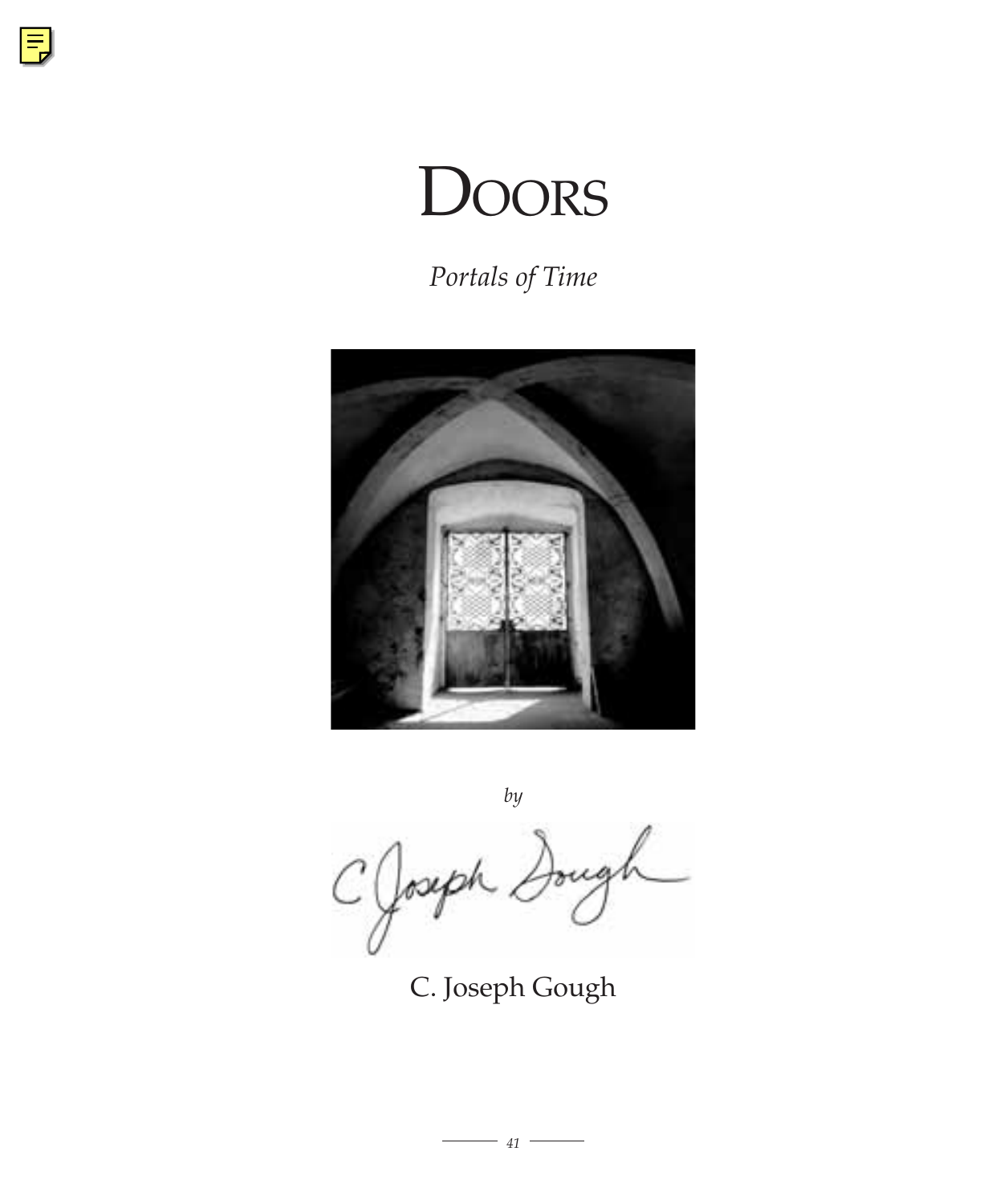# Doors

*Portals of Time*

*by*

C. Joseph Gough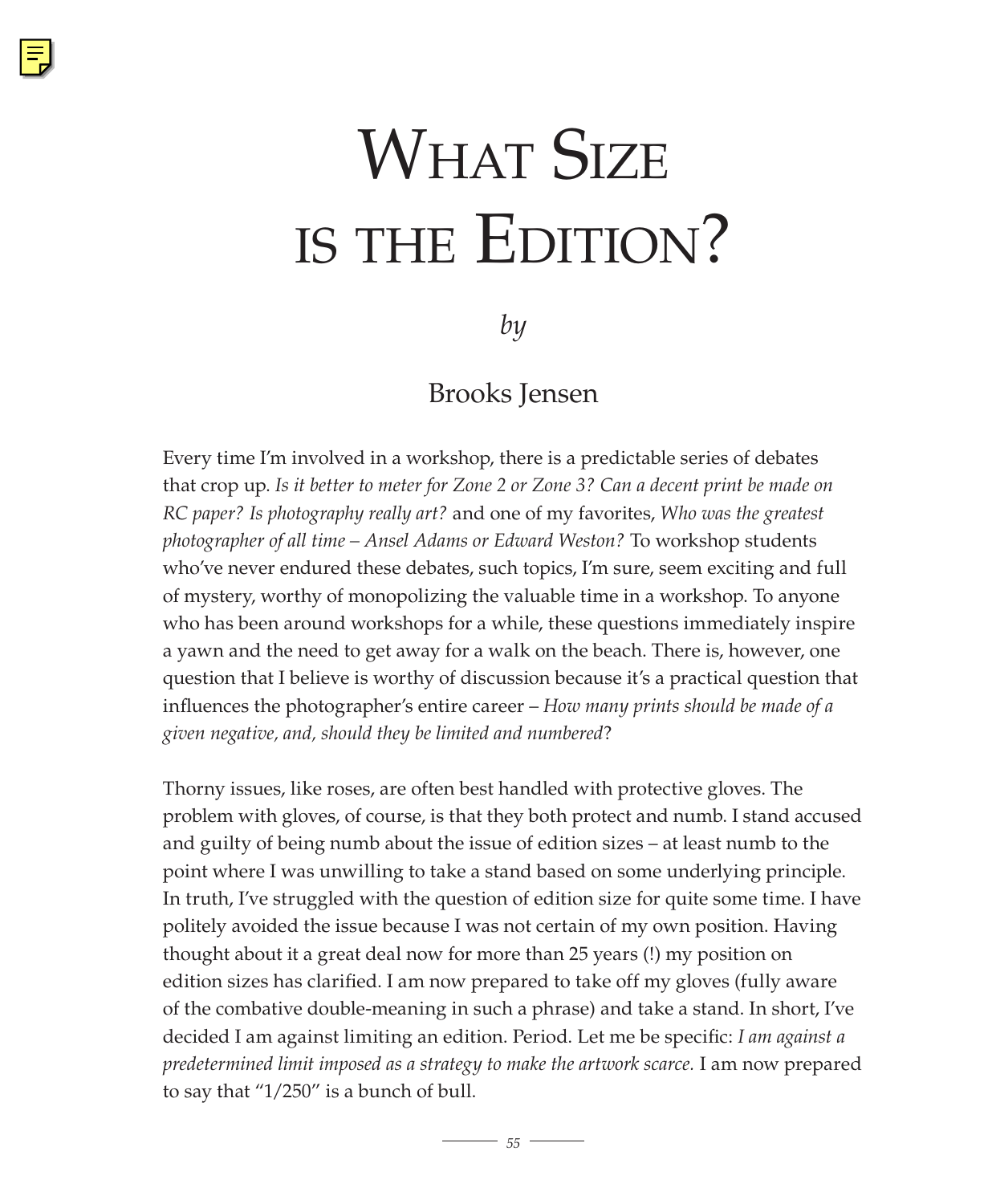# What Size is the Edition?

*by*

Brooks Jensen

Every time I'm involved in a workshop, there is a predictable series of debates that crop up. *Is it better to meter for Zone 2 or Zone 3? Can a decent print be made on RC paper? Is photography really art?* and one of my favorites, *Who was the greatest photographer of all time – Ansel Adams or Edward Weston?* To workshop students who've never endured these debates, such topics, I'm sure, seem exciting and full of mystery, worthy of monopolizing the valuable time in a workshop. To anyone who has been around workshops for a while, these questions immediately inspire a yawn and the need to get away for a walk on the beach. There is, however, one question that I believe is worthy of discussion because it's a practical question that influences the photographer's entire career – *How many prints should be made of a given negative, and, should they be limited and numbered*?

Thorny issues, like roses, are often best handled with protective gloves. The problem with gloves, of course, is that they both protect and numb. I stand accused and guilty of being numb about the issue of edition sizes – at least numb to the point where I was unwilling to take a stand based on some underlying principle. In truth, I've struggled with the question of edition size for quite some time. I have politely avoided the issue because I was not certain of my own position. Having thought about it a great deal now for more than 25 years (!) my position on edition sizes has clarified. I am now prepared to take off my gloves (fully aware of the combative double-meaning in such a phrase) and take a stand. In short, I've decided I am against limiting an edition. Period. Let me be specific: *I am against a predetermined limit imposed as a strategy to make the artwork scarce.* I am now prepared to say that "1/250" is a bunch of bull.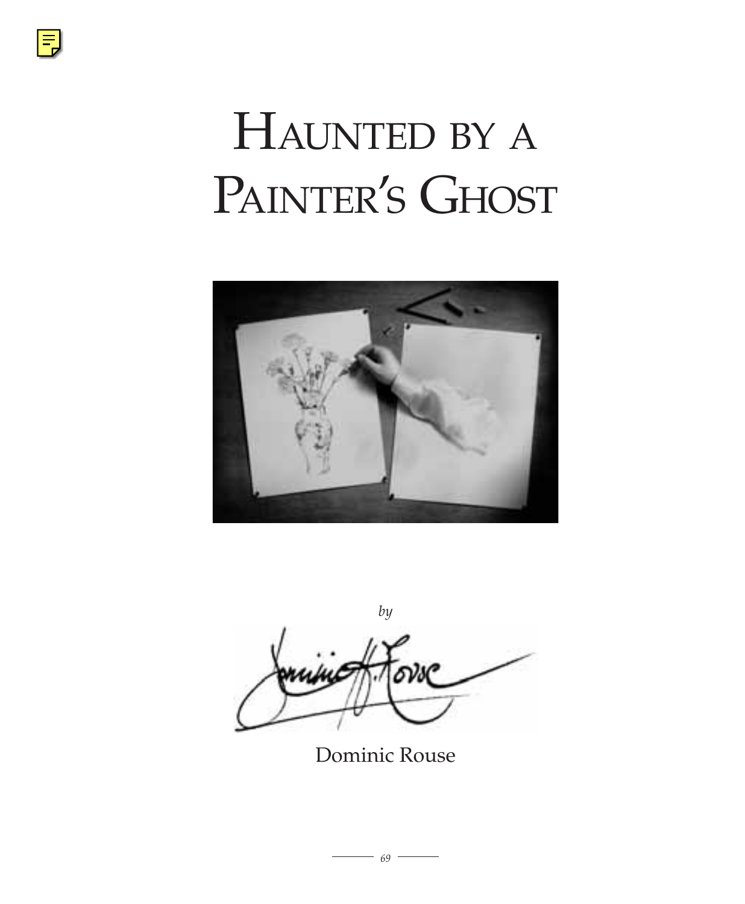# Haunted by a Painter's Ghost

*by*

Dominic Rouse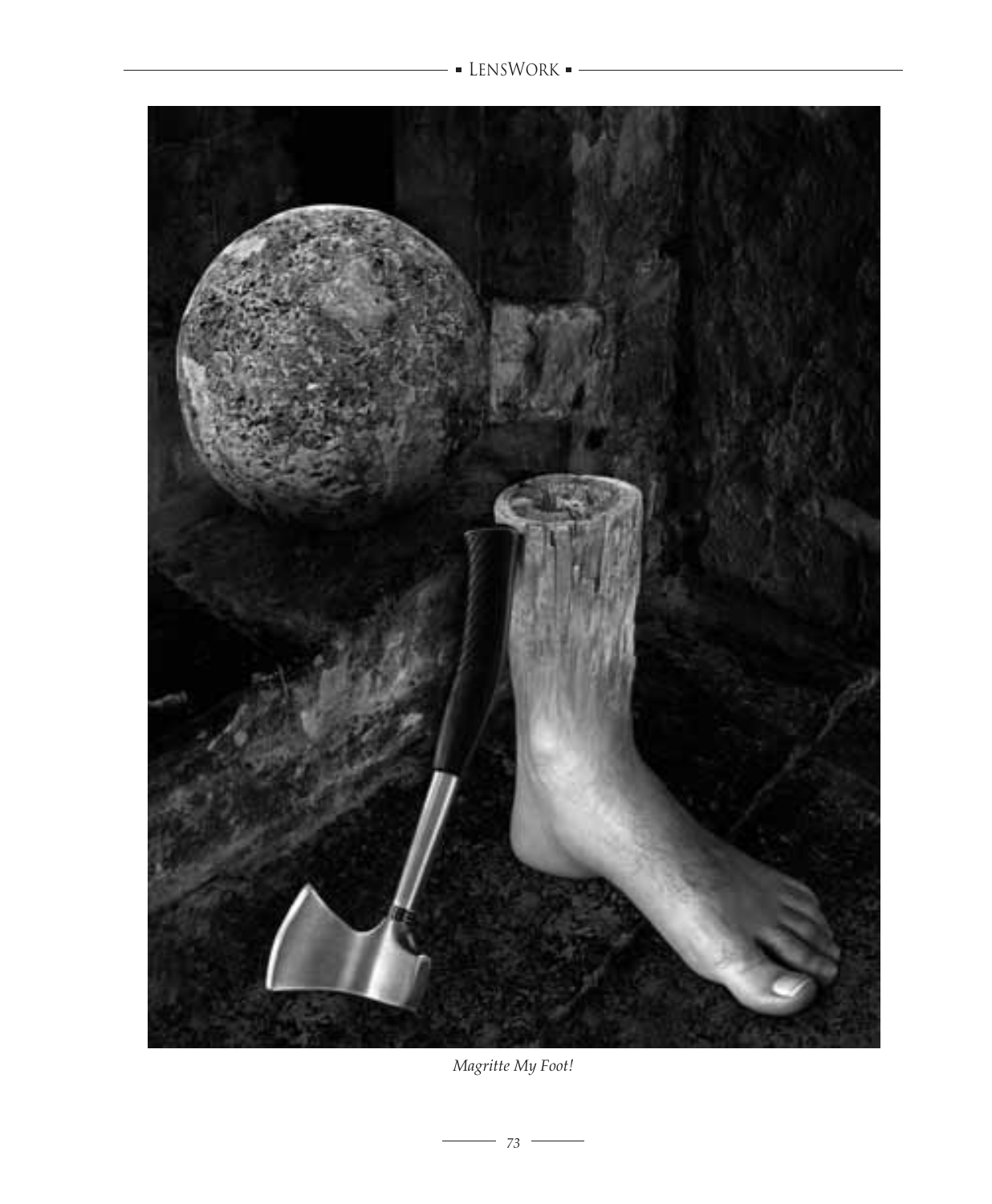*Magritte My Foot!*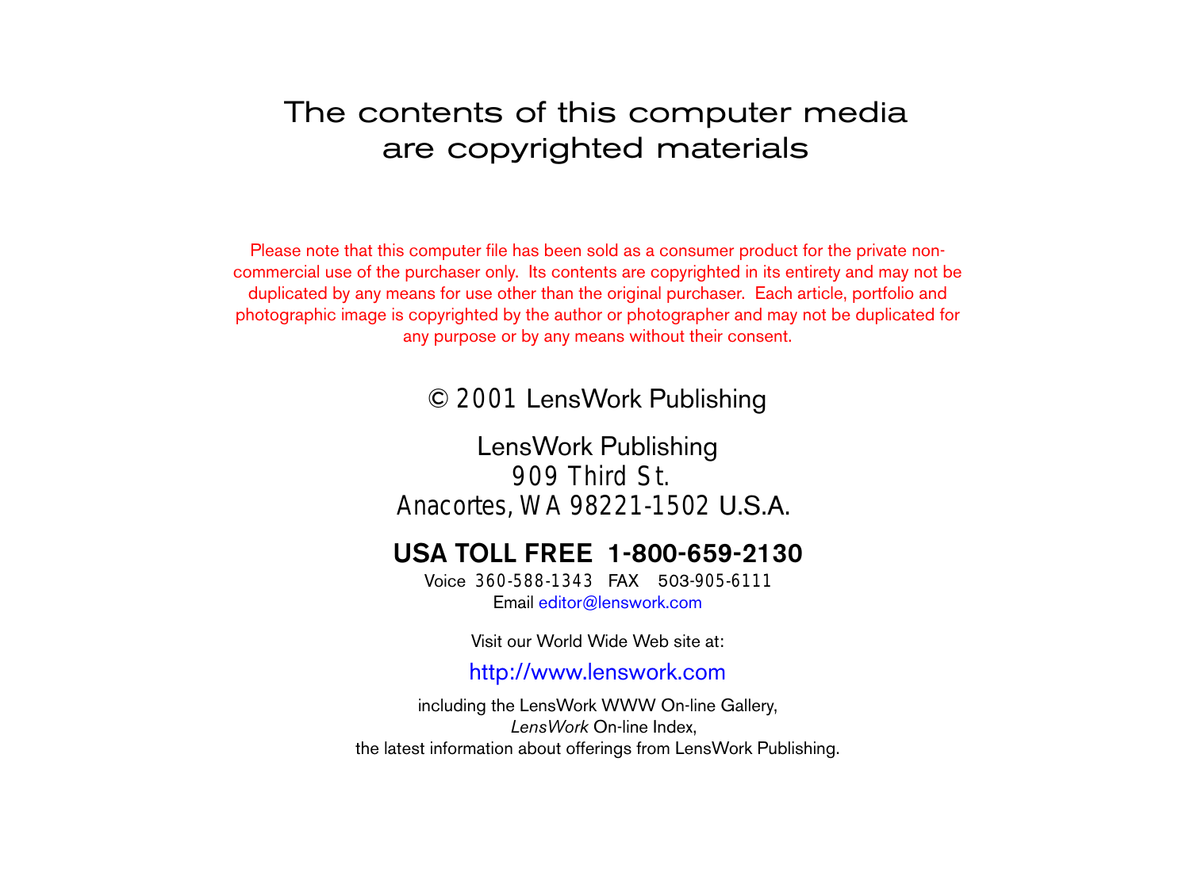# The contents of this computer media are copyrighted materials

Please note that this computer file has been sold as a consumer product for the private non-commercial use of the purchaser only. Its contents are copyrighted in its entirety and may not be duplicated by any means for use other than the original purchaser. Each article, portfolio and photographic image is copyrighted by the author or photographer and may not be duplicated for any purpose or by any means without their consent.

© 2001 LensWork Publishing

LensWork Publishing
909 Third St.
Anacortes, WA 98221-1502 U.S.A.

**USA TOLL FREE 1-800-659-2130**

Voice 360-588-1343 FAX 503-905-6111
Email editor@lenswork.com

Visit our World Wide Web site at:

http://www.lenswork.com

including the LensWork WWW On-line Gallery,
*LensWork* On-line Index,
the latest information about offerings from LensWork Publishing.